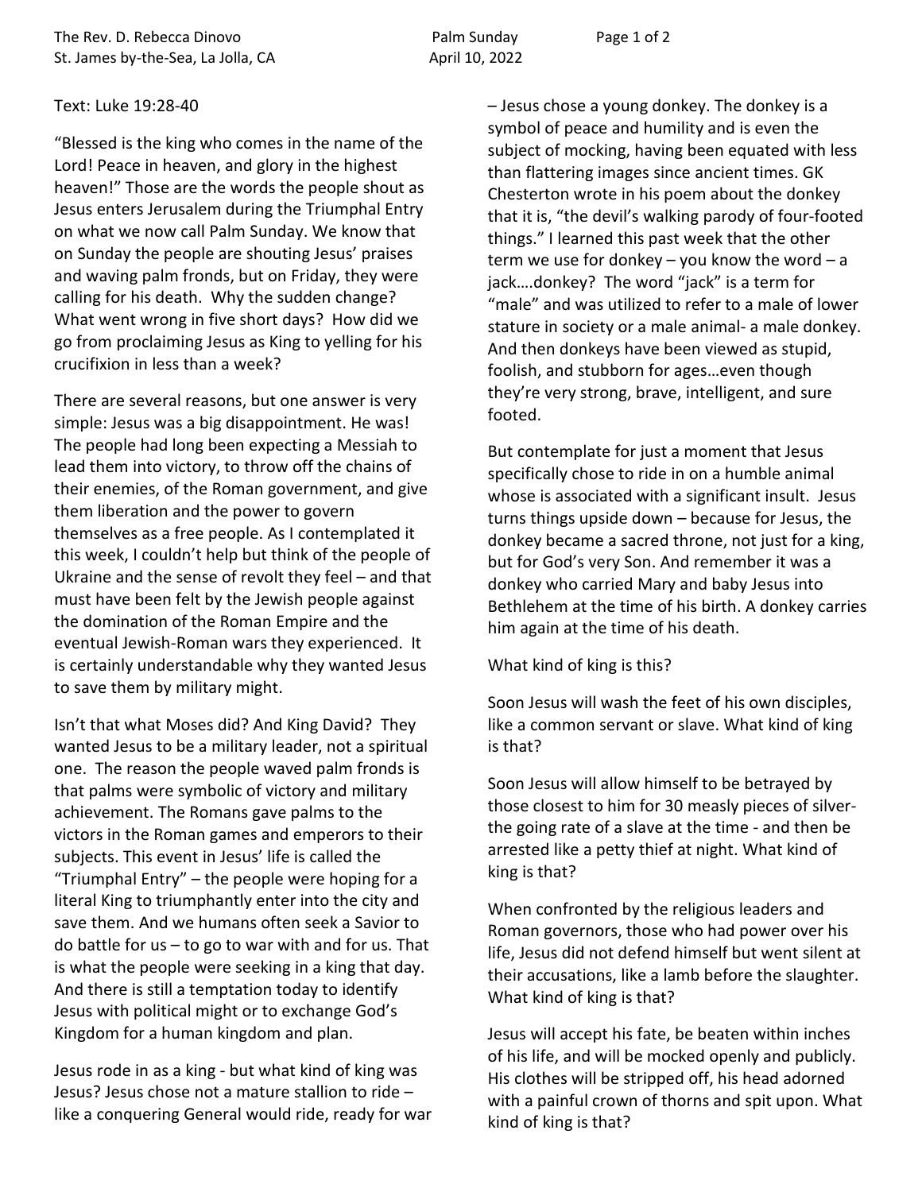Text: Luke 19:28-40

"Blessed is the king who comes in the name of the Lord! Peace in heaven, and glory in the highest heaven!" Those are the words the people shout as Jesus enters Jerusalem during the Triumphal Entry on what we now call Palm Sunday. We know that on Sunday the people are shouting Jesus' praises and waving palm fronds, but on Friday, they were calling for his death. Why the sudden change? What went wrong in five short days? How did we go from proclaiming Jesus as King to yelling for his crucifixion in less than a week?

There are several reasons, but one answer is very simple: Jesus was a big disappointment. He was! The people had long been expecting a Messiah to lead them into victory, to throw off the chains of their enemies, of the Roman government, and give them liberation and the power to govern themselves as a free people. As I contemplated it this week, I couldn't help but think of the people of Ukraine and the sense of revolt they feel – and that must have been felt by the Jewish people against the domination of the Roman Empire and the eventual Jewish-Roman wars they experienced. It is certainly understandable why they wanted Jesus to save them by military might.

Isn't that what Moses did? And King David? They wanted Jesus to be a military leader, not a spiritual one. The reason the people waved palm fronds is that palms were symbolic of victory and military achievement. The Romans gave palms to the victors in the Roman games and emperors to their subjects. This event in Jesus' life is called the "Triumphal Entry" – the people were hoping for a literal King to triumphantly enter into the city and save them. And we humans often seek a Savior to do battle for us – to go to war with and for us. That is what the people were seeking in a king that day. And there is still a temptation today to identify Jesus with political might or to exchange God's Kingdom for a human kingdom and plan.

Jesus rode in as a king - but what kind of king was Jesus? Jesus chose not a mature stallion to ride – like a conquering General would ride, ready for war – Jesus chose a young donkey. The donkey is a symbol of peace and humility and is even the subject of mocking, having been equated with less than flattering images since ancient times. GK Chesterton wrote in his poem about the donkey that it is, "the devil's walking parody of four-footed things." I learned this past week that the other term we use for donkey – you know the word – a jack….donkey? The word "jack" is a term for "male" and was utilized to refer to a male of lower stature in society or a male animal- a male donkey. And then donkeys have been viewed as stupid, foolish, and stubborn for ages…even though they're very strong, brave, intelligent, and sure footed.

But contemplate for just a moment that Jesus specifically chose to ride in on a humble animal whose is associated with a significant insult. Jesus turns things upside down – because for Jesus, the donkey became a sacred throne, not just for a king, but for God's very Son. And remember it was a donkey who carried Mary and baby Jesus into Bethlehem at the time of his birth. A donkey carries him again at the time of his death.

What kind of king is this?

Soon Jesus will wash the feet of his own disciples, like a common servant or slave. What kind of king is that?

Soon Jesus will allow himself to be betrayed by those closest to him for 30 measly pieces of silver- the going rate of a slave at the time - and then be arrested like a petty thief at night. What kind of king is that?

When confronted by the religious leaders and Roman governors, those who had power over his life, Jesus did not defend himself but went silent at their accusations, like a lamb before the slaughter. What kind of king is that?

Jesus will accept his fate, be beaten within inches of his life, and will be mocked openly and publicly. His clothes will be stripped off, his head adorned with a painful crown of thorns and spit upon. What kind of king is that?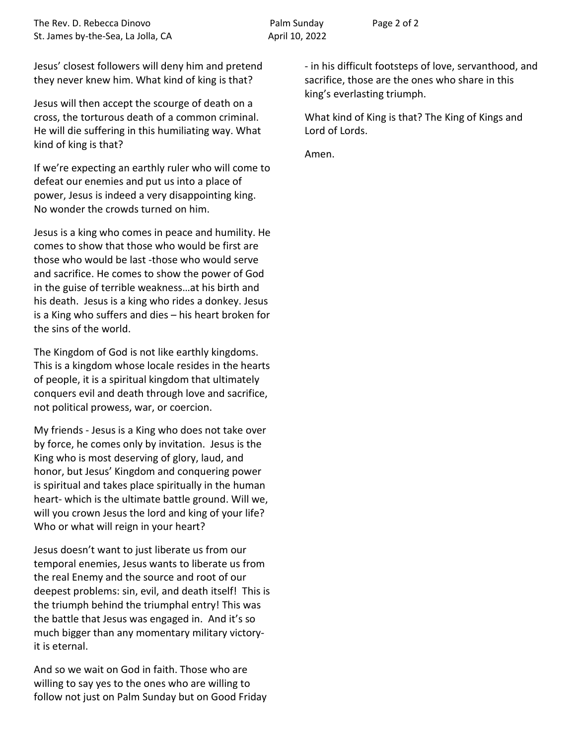Jesus' closest followers will deny him and pretend they never knew him. What kind of king is that?

Jesus will then accept the scourge of death on a cross, the torturous death of a common criminal. He will die suffering in this humiliating way. What kind of king is that?

If we're expecting an earthly ruler who will come to defeat our enemies and put us into a place of power, Jesus is indeed a very disappointing king. No wonder the crowds turned on him.

Jesus is a king who comes in peace and humility. He comes to show that those who would be first are those who would be last -those who would serve and sacrifice. He comes to show the power of God in the guise of terrible weakness…at his birth and his death. Jesus is a king who rides a donkey. Jesus is a King who suffers and dies – his heart broken for the sins of the world.

The Kingdom of God is not like earthly kingdoms. This is a kingdom whose locale resides in the hearts of people, it is a spiritual kingdom that ultimately conquers evil and death through love and sacrifice, not political prowess, war, or coercion.

My friends - Jesus is a King who does not take over by force, he comes only by invitation. Jesus is the King who is most deserving of glory, laud, and honor, but Jesus' Kingdom and conquering power is spiritual and takes place spiritually in the human heart- which is the ultimate battle ground. Will we, will you crown Jesus the lord and king of your life? Who or what will reign in your heart?

Jesus doesn't want to just liberate us from our temporal enemies, Jesus wants to liberate us from the real Enemy and the source and root of our deepest problems: sin, evil, and death itself! This is the triumph behind the triumphal entry! This was the battle that Jesus was engaged in. And it's so much bigger than any momentary military victory- it is eternal.

And so we wait on God in faith. Those who are willing to say yes to the ones who are willing to follow not just on Palm Sunday but on Good Friday - in his difficult footsteps of love, servanthood, and sacrifice, those are the ones who share in this king's everlasting triumph.

What kind of King is that? The King of Kings and Lord of Lords.

Amen.